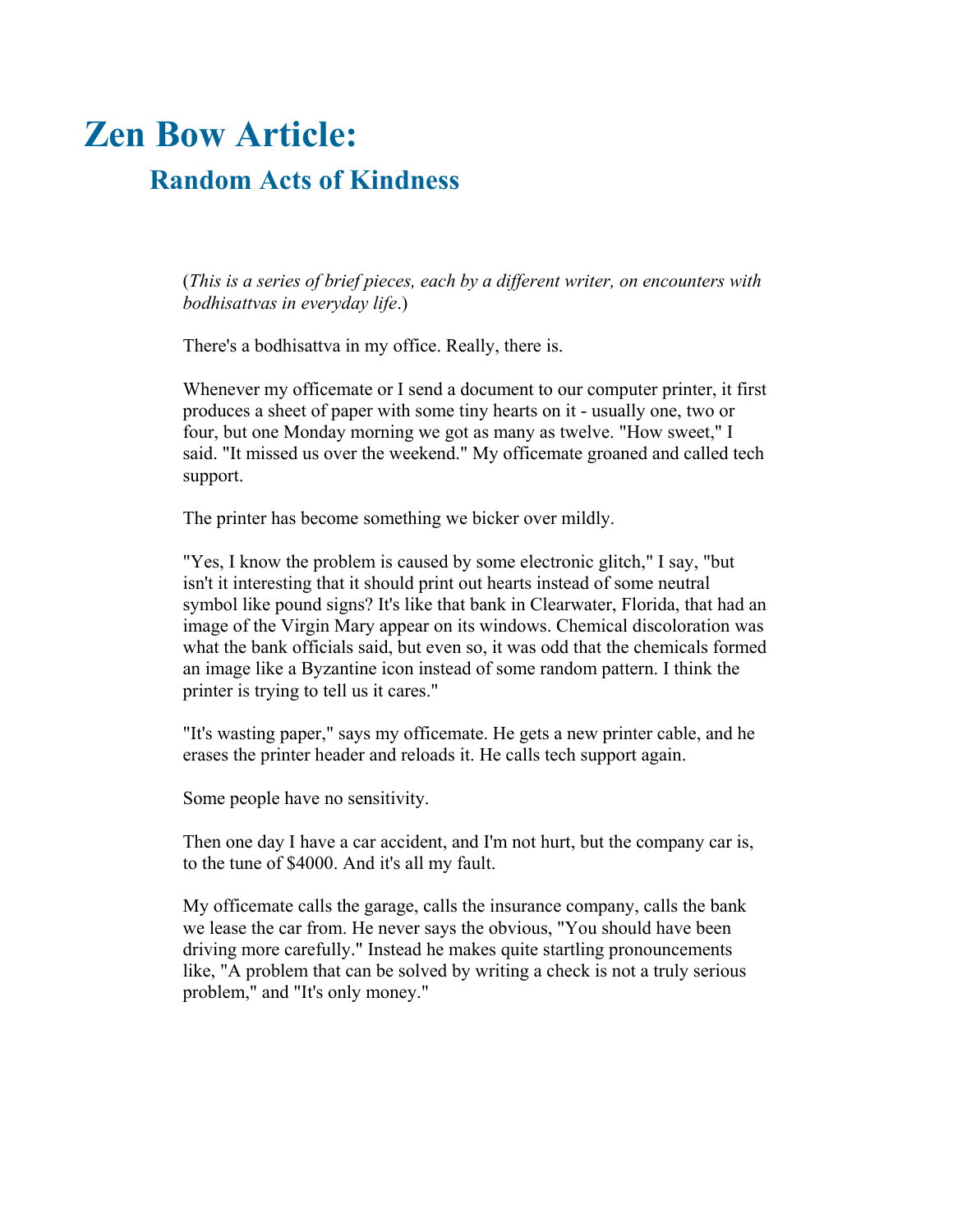# Zen Bow Article:

## Random Acts of Kindness

(*This is a series of brief pieces, each by a different writer, on encounters with bodhisattvas in everyday life*.)

There's a bodhisattva in my office. Really, there is.

Whenever my officemate or I send a document to our computer printer, it first produces a sheet of paper with some tiny hearts on it - usually one, two or four, but one Monday morning we got as many as twelve. "How sweet," I said. "It missed us over the weekend." My officemate groaned and called tech support.

The printer has become something we bicker over mildly.

"Yes, I know the problem is caused by some electronic glitch," I say, "but isn't it interesting that it should print out hearts instead of some neutral symbol like pound signs? It's like that bank in Clearwater, Florida, that had an image of the Virgin Mary appear on its windows. Chemical discoloration was what the bank officials said, but even so, it was odd that the chemicals formed an image like a Byzantine icon instead of some random pattern. I think the printer is trying to tell us it cares."

"It's wasting paper," says my officemate. He gets a new printer cable, and he erases the printer header and reloads it. He calls tech support again.

Some people have no sensitivity.

Then one day I have a car accident, and I'm not hurt, but the company car is, to the tune of $4000. And it's all my fault.

My officemate calls the garage, calls the insurance company, calls the bank we lease the car from. He never says the obvious, "You should have been driving more carefully." Instead he makes quite startling pronouncements like, "A problem that can be solved by writing a check is not a truly serious problem," and "It's only money."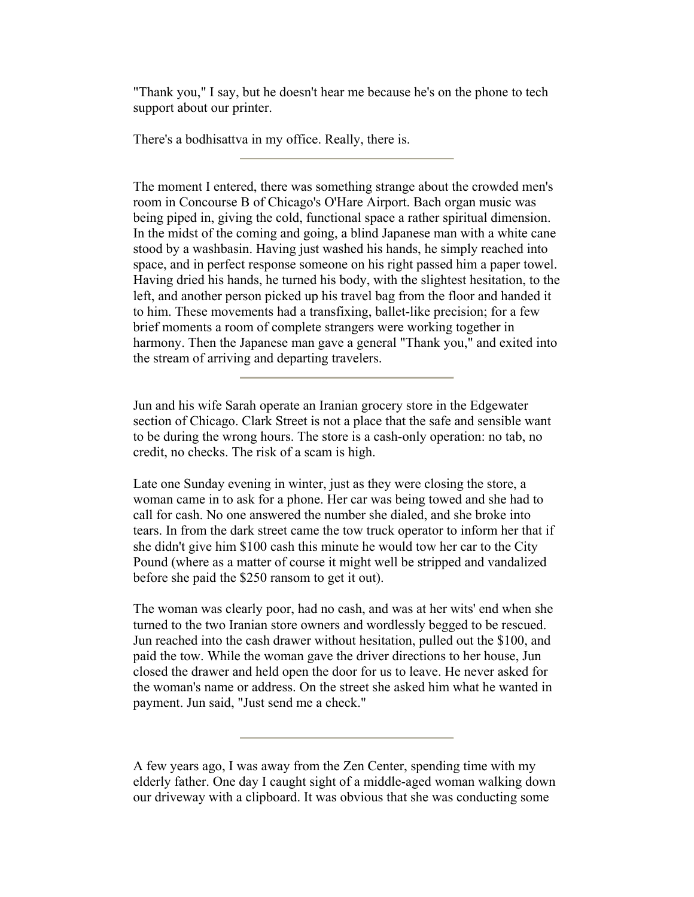"Thank you," I say, but he doesn't hear me because he's on the phone to tech support about our printer.

There's a bodhisattva in my office. Really, there is.

---

The moment I entered, there was something strange about the crowded men's room in Concourse B of Chicago's O'Hare Airport. Bach organ music was being piped in, giving the cold, functional space a rather spiritual dimension. In the midst of the coming and going, a blind Japanese man with a white cane stood by a washbasin. Having just washed his hands, he simply reached into space, and in perfect response someone on his right passed him a paper towel. Having dried his hands, he turned his body, with the slightest hesitation, to the left, and another person picked up his travel bag from the floor and handed it to him. These movements had a transfixing, ballet-like precision; for a few brief moments a room of complete strangers were working together in harmony. Then the Japanese man gave a general "Thank you," and exited into the stream of arriving and departing travelers.

---

Jun and his wife Sarah operate an Iranian grocery store in the Edgewater section of Chicago. Clark Street is not a place that the safe and sensible want to be during the wrong hours. The store is a cash-only operation: no tab, no credit, no checks. The risk of a scam is high.

Late one Sunday evening in winter, just as they were closing the store, a woman came in to ask for a phone. Her car was being towed and she had to call for cash. No one answered the number she dialed, and she broke into tears. In from the dark street came the tow truck operator to inform her that if she didn't give him $100 cash this minute he would tow her car to the City Pound (where as a matter of course it might well be stripped and vandalized before she paid the $250 ransom to get it out).

The woman was clearly poor, had no cash, and was at her wits' end when she turned to the two Iranian store owners and wordlessly begged to be rescued. Jun reached into the cash drawer without hesitation, pulled out the $100, and paid the tow. While the woman gave the driver directions to her house, Jun closed the drawer and held open the door for us to leave. He never asked for the woman's name or address. On the street she asked him what he wanted in payment. Jun said, "Just send me a check."

---

A few years ago, I was away from the Zen Center, spending time with my elderly father. One day I caught sight of a middle-aged woman walking down our driveway with a clipboard. It was obvious that she was conducting some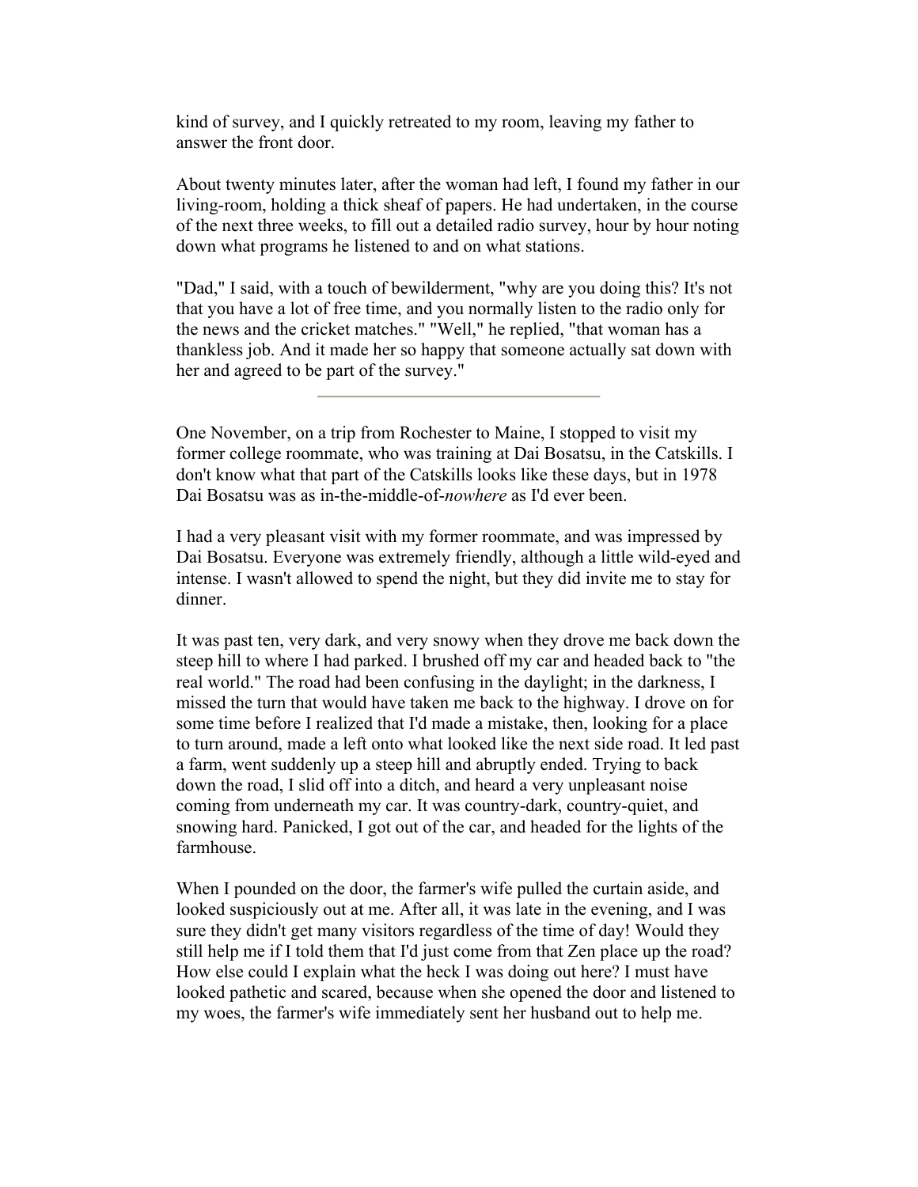kind of survey, and I quickly retreated to my room, leaving my father to answer the front door.

About twenty minutes later, after the woman had left, I found my father in our living-room, holding a thick sheaf of papers. He had undertaken, in the course of the next three weeks, to fill out a detailed radio survey, hour by hour noting down what programs he listened to and on what stations.

"Dad," I said, with a touch of bewilderment, "why are you doing this? It's not that you have a lot of free time, and you normally listen to the radio only for the news and the cricket matches." "Well," he replied, "that woman has a thankless job. And it made her so happy that someone actually sat down with her and agreed to be part of the survey."

---

One November, on a trip from Rochester to Maine, I stopped to visit my former college roommate, who was training at Dai Bosatsu, in the Catskills. I don't know what that part of the Catskills looks like these days, but in 1978 Dai Bosatsu was as in-the-middle-of-*nowhere* as I'd ever been.

I had a very pleasant visit with my former roommate, and was impressed by Dai Bosatsu. Everyone was extremely friendly, although a little wild-eyed and intense. I wasn't allowed to spend the night, but they did invite me to stay for dinner.

It was past ten, very dark, and very snowy when they drove me back down the steep hill to where I had parked. I brushed off my car and headed back to "the real world." The road had been confusing in the daylight; in the darkness, I missed the turn that would have taken me back to the highway. I drove on for some time before I realized that I'd made a mistake, then, looking for a place to turn around, made a left onto what looked like the next side road. It led past a farm, went suddenly up a steep hill and abruptly ended. Trying to back down the road, I slid off into a ditch, and heard a very unpleasant noise coming from underneath my car. It was country-dark, country-quiet, and snowing hard. Panicked, I got out of the car, and headed for the lights of the farmhouse.

When I pounded on the door, the farmer's wife pulled the curtain aside, and looked suspiciously out at me. After all, it was late in the evening, and I was sure they didn't get many visitors regardless of the time of day! Would they still help me if I told them that I'd just come from that Zen place up the road? How else could I explain what the heck I was doing out here? I must have looked pathetic and scared, because when she opened the door and listened to my woes, the farmer's wife immediately sent her husband out to help me.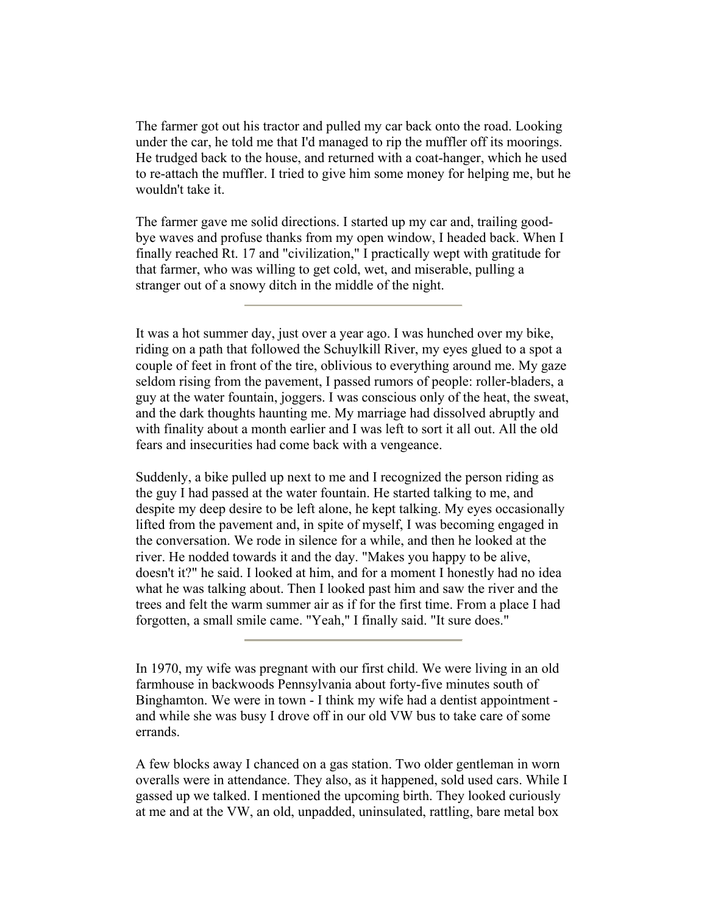The farmer got out his tractor and pulled my car back onto the road. Looking under the car, he told me that I'd managed to rip the muffler off its moorings. He trudged back to the house, and returned with a coat-hanger, which he used to re-attach the muffler. I tried to give him some money for helping me, but he wouldn't take it.

The farmer gave me solid directions. I started up my car and, trailing good-bye waves and profuse thanks from my open window, I headed back. When I finally reached Rt. 17 and "civilization," I practically wept with gratitude for that farmer, who was willing to get cold, wet, and miserable, pulling a stranger out of a snowy ditch in the middle of the night.

---

It was a hot summer day, just over a year ago. I was hunched over my bike, riding on a path that followed the Schuylkill River, my eyes glued to a spot a couple of feet in front of the tire, oblivious to everything around me. My gaze seldom rising from the pavement, I passed rumors of people: roller-bladers, a guy at the water fountain, joggers. I was conscious only of the heat, the sweat, and the dark thoughts haunting me. My marriage had dissolved abruptly and with finality about a month earlier and I was left to sort it all out. All the old fears and insecurities had come back with a vengeance.

Suddenly, a bike pulled up next to me and I recognized the person riding as the guy I had passed at the water fountain. He started talking to me, and despite my deep desire to be left alone, he kept talking. My eyes occasionally lifted from the pavement and, in spite of myself, I was becoming engaged in the conversation. We rode in silence for a while, and then he looked at the river. He nodded towards it and the day. "Makes you happy to be alive, doesn't it?" he said. I looked at him, and for a moment I honestly had no idea what he was talking about. Then I looked past him and saw the river and the trees and felt the warm summer air as if for the first time. From a place I had forgotten, a small smile came. "Yeah," I finally said. "It sure does."

---

In 1970, my wife was pregnant with our first child. We were living in an old farmhouse in backwoods Pennsylvania about forty-five minutes south of Binghamton. We were in town - I think my wife had a dentist appointment - and while she was busy I drove off in our old VW bus to take care of some errands.

A few blocks away I chanced on a gas station. Two older gentleman in worn overalls were in attendance. They also, as it happened, sold used cars. While I gassed up we talked. I mentioned the upcoming birth. They looked curiously at me and at the VW, an old, unpadded, uninsulated, rattling, bare metal box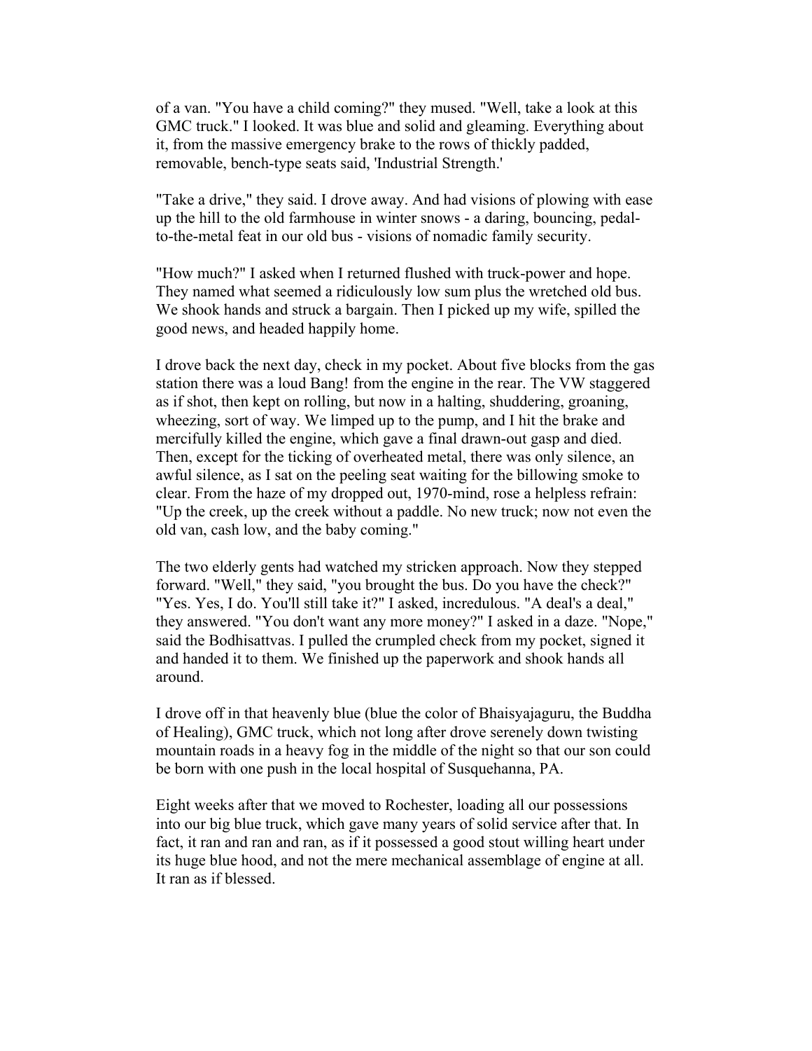of a van. "You have a child coming?" they mused. "Well, take a look at this GMC truck." I looked. It was blue and solid and gleaming. Everything about it, from the massive emergency brake to the rows of thickly padded, removable, bench-type seats said, 'Industrial Strength.'

"Take a drive," they said. I drove away. And had visions of plowing with ease up the hill to the old farmhouse in winter snows - a daring, bouncing, pedal-to-the-metal feat in our old bus - visions of nomadic family security.

"How much?" I asked when I returned flushed with truck-power and hope. They named what seemed a ridiculously low sum plus the wretched old bus. We shook hands and struck a bargain. Then I picked up my wife, spilled the good news, and headed happily home.

I drove back the next day, check in my pocket. About five blocks from the gas station there was a loud Bang! from the engine in the rear. The VW staggered as if shot, then kept on rolling, but now in a halting, shuddering, groaning, wheezing, sort of way. We limped up to the pump, and I hit the brake and mercifully killed the engine, which gave a final drawn-out gasp and died. Then, except for the ticking of overheated metal, there was only silence, an awful silence, as I sat on the peeling seat waiting for the billowing smoke to clear. From the haze of my dropped out, 1970-mind, rose a helpless refrain: "Up the creek, up the creek without a paddle. No new truck; now not even the old van, cash low, and the baby coming."

The two elderly gents had watched my stricken approach. Now they stepped forward. "Well," they said, "you brought the bus. Do you have the check?" "Yes. Yes, I do. You'll still take it?" I asked, incredulous. "A deal's a deal," they answered. "You don't want any more money?" I asked in a daze. "Nope," said the Bodhisattvas. I pulled the crumpled check from my pocket, signed it and handed it to them. We finished up the paperwork and shook hands all around.

I drove off in that heavenly blue (blue the color of Bhaisyajaguru, the Buddha of Healing), GMC truck, which not long after drove serenely down twisting mountain roads in a heavy fog in the middle of the night so that our son could be born with one push in the local hospital of Susquehanna, PA.

Eight weeks after that we moved to Rochester, loading all our possessions into our big blue truck, which gave many years of solid service after that. In fact, it ran and ran and ran, as if it possessed a good stout willing heart under its huge blue hood, and not the mere mechanical assemblage of engine at all. It ran as if blessed.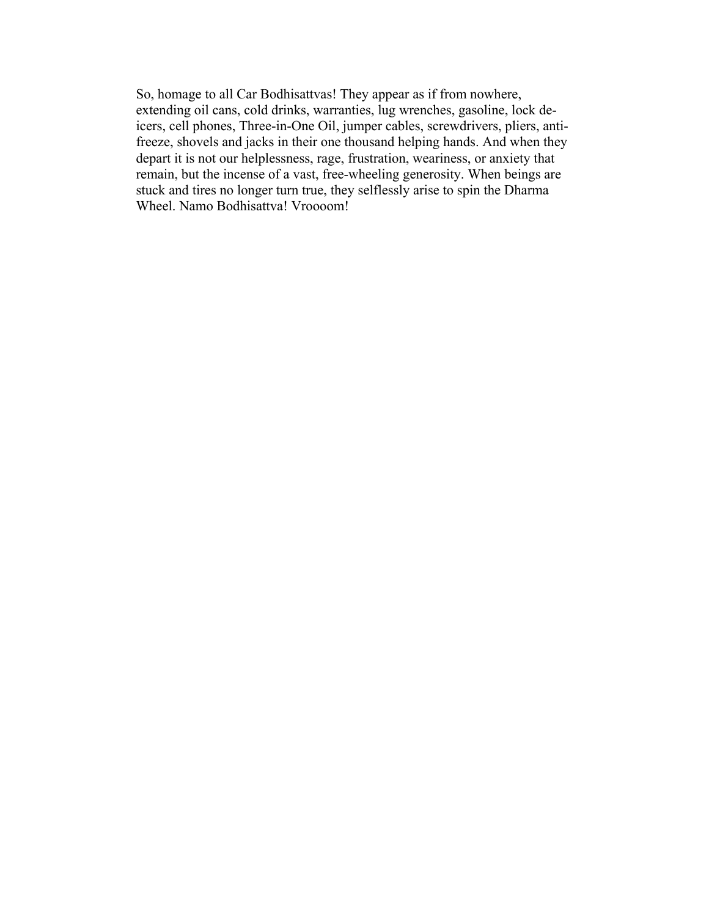So, homage to all Car Bodhisattvas! They appear as if from nowhere, extending oil cans, cold drinks, warranties, lug wrenches, gasoline, lock de-icers, cell phones, Three-in-One Oil, jumper cables, screwdrivers, pliers, anti-freeze, shovels and jacks in their one thousand helping hands. And when they depart it is not our helplessness, rage, frustration, weariness, or anxiety that remain, but the incense of a vast, free-wheeling generosity. When beings are stuck and tires no longer turn true, they selflessly arise to spin the Dharma Wheel. Namo Bodhisattva! Vroooom!